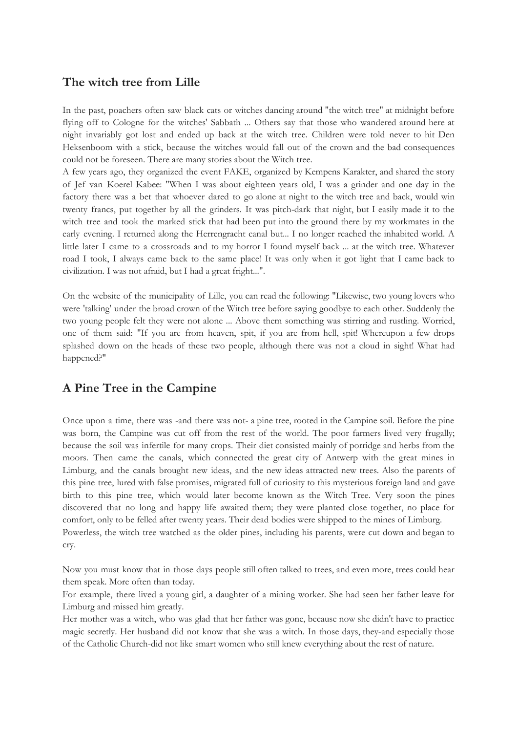## The witch tree from Lille

In the past, poachers often saw black cats or witches dancing around "the witch tree" at midnight before flying off to Cologne for the witches' Sabbath ... Others say that those who wandered around here at night invariably got lost and ended up back at the witch tree. Children were told never to hit Den Heksenboom with a stick, because the witches would fall out of the crown and the bad consequences could not be foreseen. There are many stories about the Witch tree.
A few years ago, they organized the event FAKE, organized by Kempens Karakter, and shared the story of Jef van Koerel Kabee: "When I was about eighteen years old, I was a grinder and one day in the factory there was a bet that whoever dared to go alone at night to the witch tree and back, would win twenty francs, put together by all the grinders. It was pitch-dark that night, but I easily made it to the witch tree and took the marked stick that had been put into the ground there by my workmates in the early evening. I returned along the Herrengracht canal but... I no longer reached the inhabited world. A little later I came to a crossroads and to my horror I found myself back ... at the witch tree. Whatever road I took, I always came back to the same place! It was only when it got light that I came back to civilization. I was not afraid, but I had a great fright...".

On the website of the municipality of Lille, you can read the following: "Likewise, two young lovers who were 'talking' under the broad crown of the Witch tree before saying goodbye to each other. Suddenly the two young people felt they were not alone ... Above them something was stirring and rustling. Worried, one of them said: "If you are from heaven, spit, if you are from hell, spit! Whereupon a few drops splashed down on the heads of these two people, although there was not a cloud in sight! What had happened?"

## A Pine Tree in the Campine

Once upon a time, there was -and there was not- a pine tree, rooted in the Campine soil. Before the pine was born, the Campine was cut off from the rest of the world. The poor farmers lived very frugally; because the soil was infertile for many crops. Their diet consisted mainly of porridge and herbs from the moors. Then came the canals, which connected the great city of Antwerp with the great mines in Limburg, and the canals brought new ideas, and the new ideas attracted new trees. Also the parents of this pine tree, lured with false promises, migrated full of curiosity to this mysterious foreign land and gave birth to this pine tree, which would later become known as the Witch Tree. Very soon the pines discovered that no long and happy life awaited them; they were planted close together, no place for comfort, only to be felled after twenty years. Their dead bodies were shipped to the mines of Limburg.
Powerless, the witch tree watched as the older pines, including his parents, were cut down and began to cry.

Now you must know that in those days people still often talked to trees, and even more, trees could hear them speak. More often than today.
For example, there lived a young girl, a daughter of a mining worker. She had seen her father leave for Limburg and missed him greatly.
Her mother was a witch, who was glad that her father was gone, because now she didn't have to practice magic secretly. Her husband did not know that she was a witch. In those days, they-and especially those of the Catholic Church-did not like smart women who still knew everything about the rest of nature.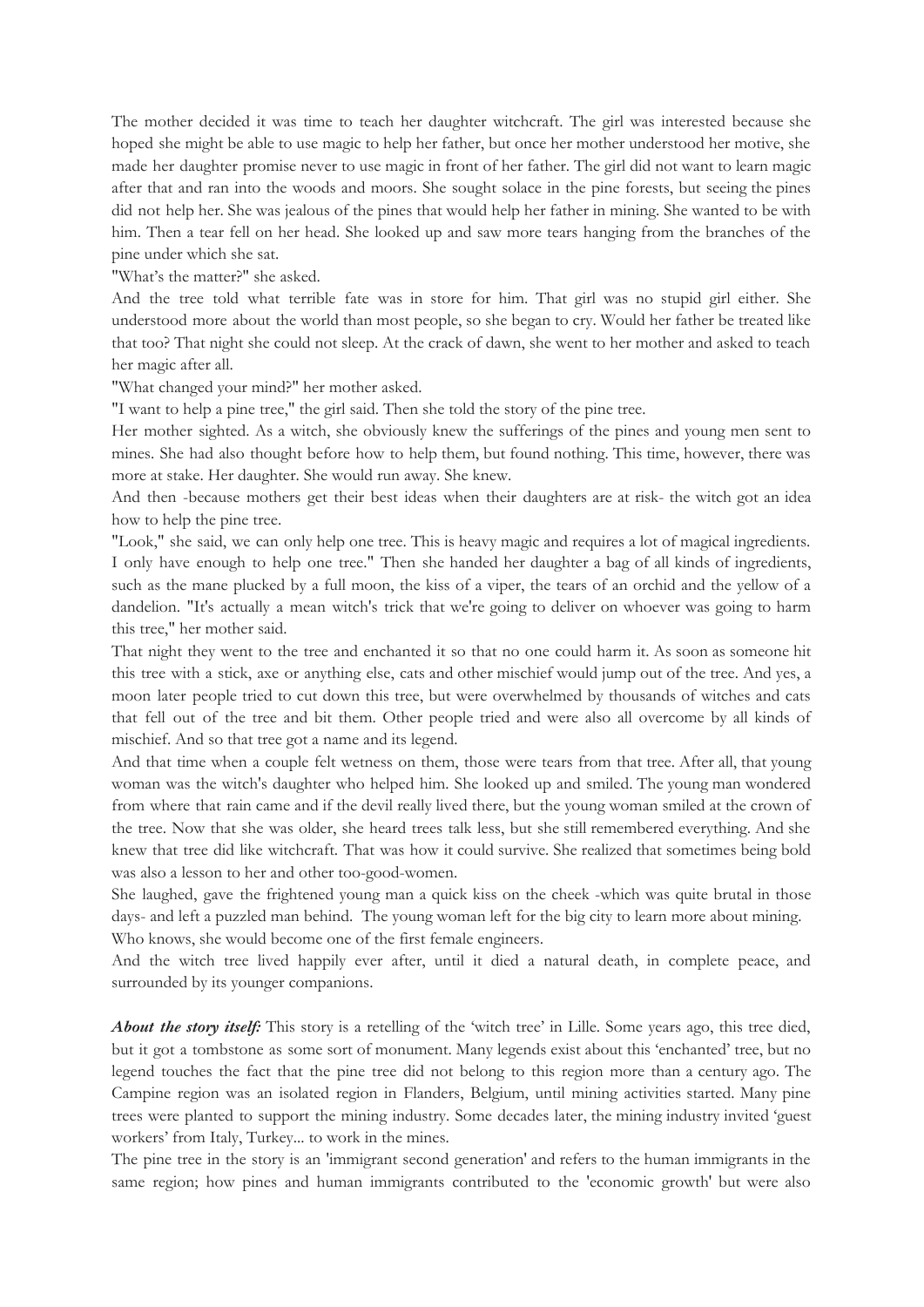The mother decided it was time to teach her daughter witchcraft. The girl was interested because she hoped she might be able to use magic to help her father, but once her mother understood her motive, she made her daughter promise never to use magic in front of her father. The girl did not want to learn magic after that and ran into the woods and moors. She sought solace in the pine forests, but seeing the pines did not help her. She was jealous of the pines that would help her father in mining. She wanted to be with him. Then a tear fell on her head. She looked up and saw more tears hanging from the branches of the pine under which she sat.

"What's the matter?" she asked.

And the tree told what terrible fate was in store for him. That girl was no stupid girl either. She understood more about the world than most people, so she began to cry. Would her father be treated like that too? That night she could not sleep. At the crack of dawn, she went to her mother and asked to teach her magic after all.

"What changed your mind?" her mother asked.

"I want to help a pine tree," the girl said. Then she told the story of the pine tree.

Her mother sighted. As a witch, she obviously knew the sufferings of the pines and young men sent to mines. She had also thought before how to help them, but found nothing. This time, however, there was more at stake. Her daughter. She would run away. She knew.

And then -because mothers get their best ideas when their daughters are at risk- the witch got an idea how to help the pine tree.

"Look," she said, we can only help one tree. This is heavy magic and requires a lot of magical ingredients. I only have enough to help one tree." Then she handed her daughter a bag of all kinds of ingredients, such as the mane plucked by a full moon, the kiss of a viper, the tears of an orchid and the yellow of a dandelion. "It's actually a mean witch's trick that we're going to deliver on whoever was going to harm this tree," her mother said.

That night they went to the tree and enchanted it so that no one could harm it. As soon as someone hit this tree with a stick, axe or anything else, cats and other mischief would jump out of the tree. And yes, a moon later people tried to cut down this tree, but were overwhelmed by thousands of witches and cats that fell out of the tree and bit them. Other people tried and were also all overcome by all kinds of mischief. And so that tree got a name and its legend.

And that time when a couple felt wetness on them, those were tears from that tree. After all, that young woman was the witch's daughter who helped him. She looked up and smiled. The young man wondered from where that rain came and if the devil really lived there, but the young woman smiled at the crown of the tree. Now that she was older, she heard trees talk less, but she still remembered everything. And she knew that tree did like witchcraft. That was how it could survive. She realized that sometimes being bold was also a lesson to her and other too-good-women.

She laughed, gave the frightened young man a quick kiss on the cheek -which was quite brutal in those days- and left a puzzled man behind. The young woman left for the big city to learn more about mining. Who knows, she would become one of the first female engineers.

And the witch tree lived happily ever after, until it died a natural death, in complete peace, and surrounded by its younger companions.

***About the story itself:*** This story is a retelling of the 'witch tree' in Lille. Some years ago, this tree died, but it got a tombstone as some sort of monument. Many legends exist about this 'enchanted' tree, but no legend touches the fact that the pine tree did not belong to this region more than a century ago. The Campine region was an isolated region in Flanders, Belgium, until mining activities started. Many pine trees were planted to support the mining industry. Some decades later, the mining industry invited 'guest workers' from Italy, Turkey... to work in the mines.

The pine tree in the story is an 'immigrant second generation' and refers to the human immigrants in the same region; how pines and human immigrants contributed to the 'economic growth' but were also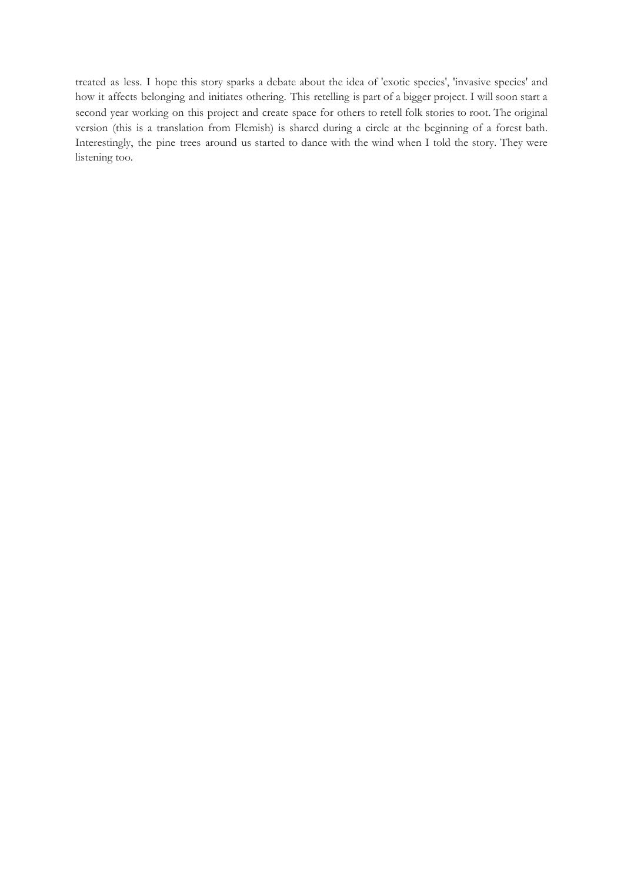treated as less. I hope this story sparks a debate about the idea of 'exotic species', 'invasive species' and how it affects belonging and initiates othering. This retelling is part of a bigger project. I will soon start a second year working on this project and create space for others to retell folk stories to root. The original version (this is a translation from Flemish) is shared during a circle at the beginning of a forest bath. Interestingly, the pine trees around us started to dance with the wind when I told the story. They were listening too.